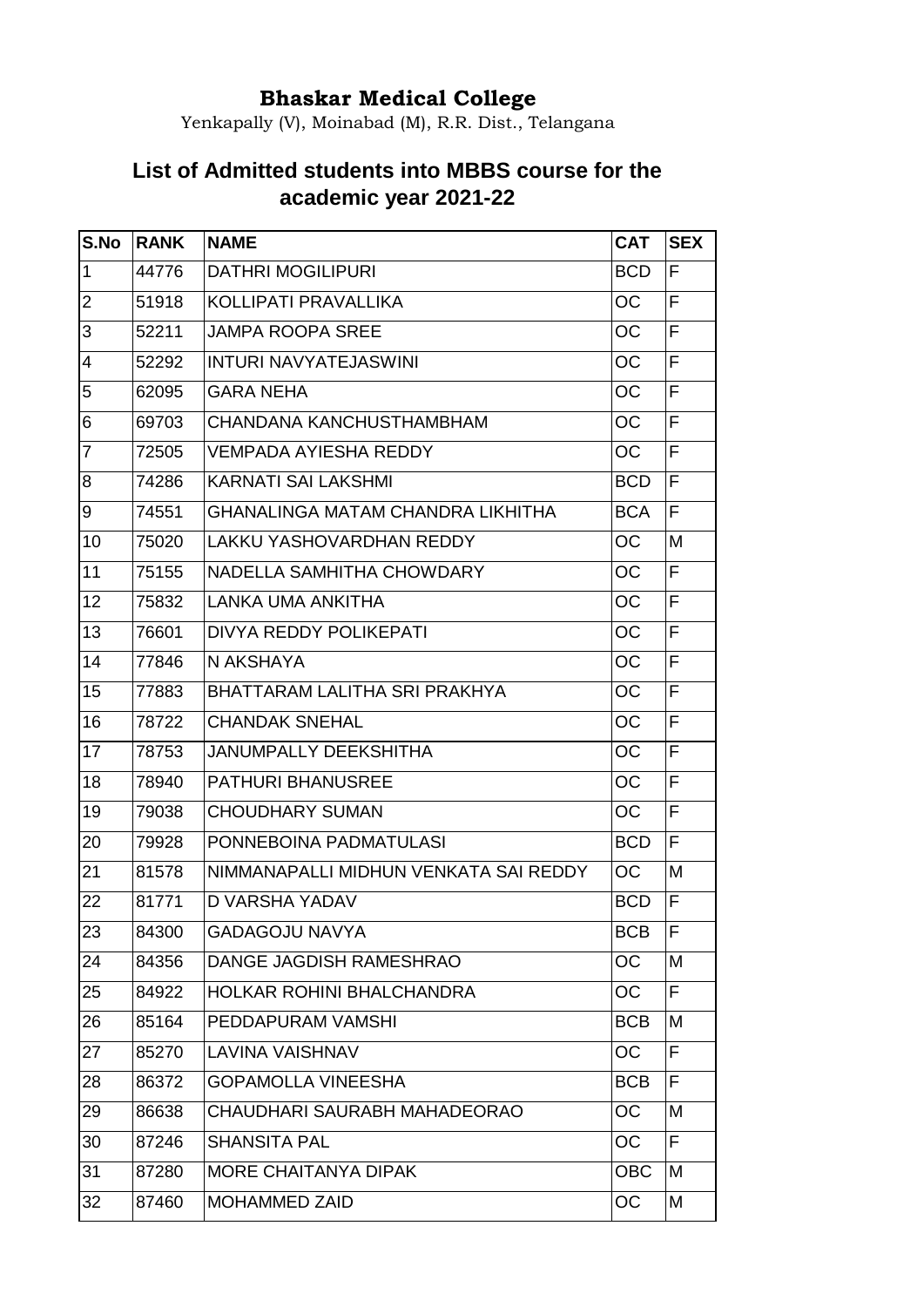# Bhaskar Medical College

Yenkapally (V), Moinabad (M), R.R. Dist., Telangana

## List of Admitted students into MBBS course for the academic year 2021-22

| S.No | RANK | NAME | CAT | SEX |
|---|---|---|---|---|
| 1 | 44776 | DATHRI MOGILIPURI | BCD | F |
| 2 | 51918 | KOLLIPATI PRAVALLIKA | OC | F |
| 3 | 52211 | JAMPA ROOPA SREE | OC | F |
| 4 | 52292 | INTURI NAVYATEJASWINI | OC | F |
| 5 | 62095 | GARA NEHA | OC | F |
| 6 | 69703 | CHANDANA KANCHUSTHAMBHAM | OC | F |
| 7 | 72505 | VEMPADA AYIESHA REDDY | OC | F |
| 8 | 74286 | KARNATI SAI LAKSHMI | BCD | F |
| 9 | 74551 | GHANALINGA MATAM CHANDRA LIKHITHA | BCA | F |
| 10 | 75020 | LAKKU YASHOVARDHAN REDDY | OC | M |
| 11 | 75155 | NADELLA SAMHITHA CHOWDARY | OC | F |
| 12 | 75832 | LANKA UMA ANKITHA | OC | F |
| 13 | 76601 | DIVYA REDDY POLIKEPATI | OC | F |
| 14 | 77846 | N AKSHAYA | OC | F |
| 15 | 77883 | BHATTARAM LALITHA SRI PRAKHYA | OC | F |
| 16 | 78722 | CHANDAK SNEHAL | OC | F |
| 17 | 78753 | JANUMPALLY DEEKSHITHA | OC | F |
| 18 | 78940 | PATHURI BHANUSREE | OC | F |
| 19 | 79038 | CHOUDHARY SUMAN | OC | F |
| 20 | 79928 | PONNEBOINA PADMATULASI | BCD | F |
| 21 | 81578 | NIMMANAPALLI MIDHUN VENKATA SAI REDDY | OC | M |
| 22 | 81771 | D VARSHA YADAV | BCD | F |
| 23 | 84300 | GADAGOJU NAVYA | BCB | F |
| 24 | 84356 | DANGE JAGDISH RAMESHRAO | OC | M |
| 25 | 84922 | HOLKAR ROHINI BHALCHANDRA | OC | F |
| 26 | 85164 | PEDDAPURAM VAMSHI | BCB | M |
| 27 | 85270 | LAVINA VAISHNAV | OC | F |
| 28 | 86372 | GOPAMOLLA VINEESHA | BCB | F |
| 29 | 86638 | CHAUDHARI SAURABH MAHADEORAO | OC | M |
| 30 | 87246 | SHANSITA PAL | OC | F |
| 31 | 87280 | MORE CHAITANYA DIPAK | OBC | M |
| 32 | 87460 | MOHAMMED ZAID | OC | M |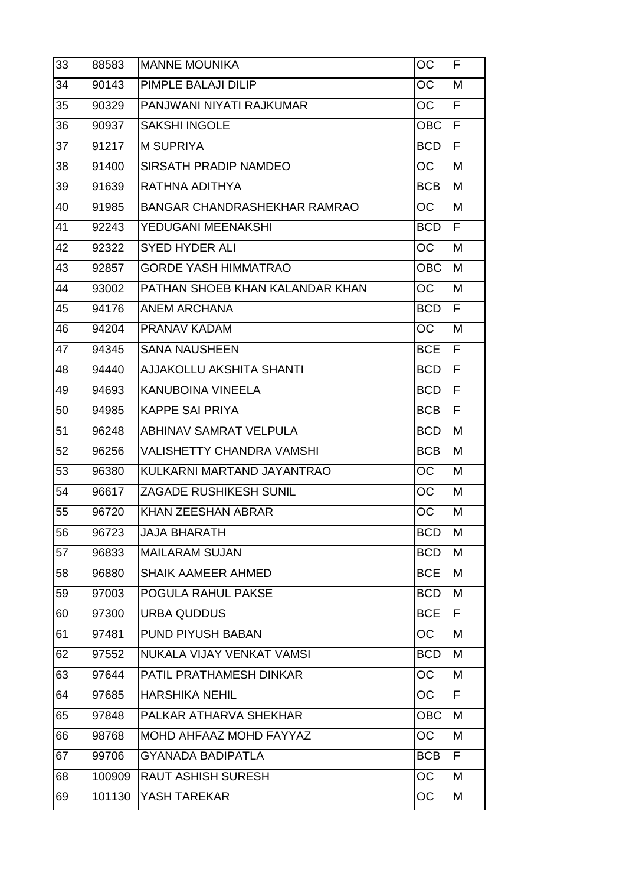| | | | | |
|---|---|---|---|---|
| 33 | 88583 | MANNE MOUNIKA | OC | F |
| 34 | 90143 | PIMPLE BALAJI DILIP | OC | M |
| 35 | 90329 | PANJWANI NIYATI RAJKUMAR | OC | F |
| 36 | 90937 | SAKSHI INGOLE | OBC | F |
| 37 | 91217 | M SUPRIYA | BCD | F |
| 38 | 91400 | SIRSATH PRADIP NAMDEO | OC | M |
| 39 | 91639 | RATHNA ADITHYA | BCB | M |
| 40 | 91985 | BANGAR CHANDRASHEKHAR RAMRAO | OC | M |
| 41 | 92243 | YEDUGANI MEENAKSHI | BCD | F |
| 42 | 92322 | SYED HYDER ALI | OC | M |
| 43 | 92857 | GORDE YASH HIMMATRAO | OBC | M |
| 44 | 93002 | PATHAN SHOEB KHAN KALANDAR KHAN | OC | M |
| 45 | 94176 | ANEM ARCHANA | BCD | F |
| 46 | 94204 | PRANAV KADAM | OC | M |
| 47 | 94345 | SANA NAUSHEEN | BCE | F |
| 48 | 94440 | AJJAKOLLU AKSHITA SHANTI | BCD | F |
| 49 | 94693 | KANUBOINA VINEELA | BCD | F |
| 50 | 94985 | KAPPE SAI PRIYA | BCB | F |
| 51 | 96248 | ABHINAV SAMRAT VELPULA | BCD | M |
| 52 | 96256 | VALISHETTY CHANDRA VAMSHI | BCB | M |
| 53 | 96380 | KULKARNI MARTAND JAYANTRAO | OC | M |
| 54 | 96617 | ZAGADE RUSHIKESH SUNIL | OC | M |
| 55 | 96720 | KHAN ZEESHAN ABRAR | OC | M |
| 56 | 96723 | JAJA BHARATH | BCD | M |
| 57 | 96833 | MAILARAM SUJAN | BCD | M |
| 58 | 96880 | SHAIK AAMEER AHMED | BCE | M |
| 59 | 97003 | POGULA RAHUL PAKSE | BCD | M |
| 60 | 97300 | URBA QUDDUS | BCE | F |
| 61 | 97481 | PUND PIYUSH BABAN | OC | M |
| 62 | 97552 | NUKALA VIJAY VENKAT VAMSI | BCD | M |
| 63 | 97644 | PATIL PRATHAMESH DINKAR | OC | M |
| 64 | 97685 | HARSHIKA NEHIL | OC | F |
| 65 | 97848 | PALKAR ATHARVA SHEKHAR | OBC | M |
| 66 | 98768 | MOHD AHFAAZ MOHD FAYYAZ | OC | M |
| 67 | 99706 | GYANADA BADIPATLA | BCB | F |
| 68 | 100909 | RAUT ASHISH SURESH | OC | M |
| 69 | 101130 | YASH TAREKAR | OC | M |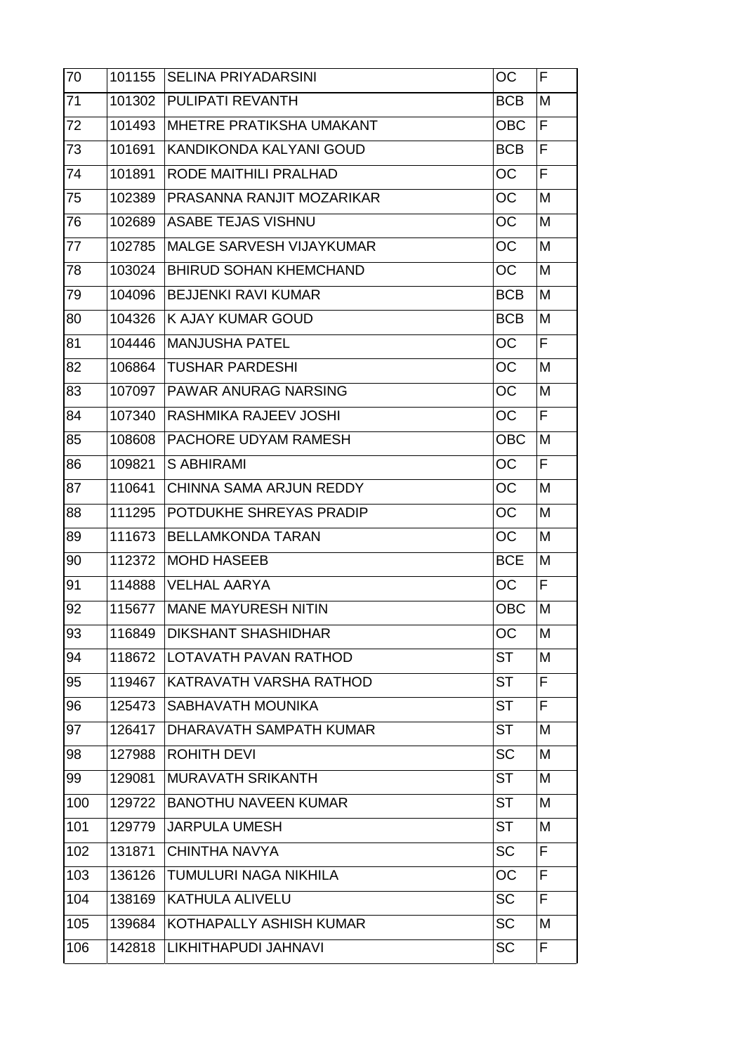| 70 | 101155 | SELINA PRIYADARSINI | OC | F |
|---|---|---|---|---|
| 71 | 101302 | PULIPATI REVANTH | BCB | M |
| 72 | 101493 | MHETRE PRATIKSHA UMAKANT | OBC | F |
| 73 | 101691 | KANDIKONDA KALYANI GOUD | BCB | F |
| 74 | 101891 | RODE MAITHILI PRALHAD | OC | F |
| 75 | 102389 | PRASANNA RANJIT MOZARIKAR | OC | M |
| 76 | 102689 | ASABE TEJAS VISHNU | OC | M |
| 77 | 102785 | MALGE SARVESH VIJAYKUMAR | OC | M |
| 78 | 103024 | BHIRUD SOHAN KHEMCHAND | OC | M |
| 79 | 104096 | BEJJENKI RAVI KUMAR | BCB | M |
| 80 | 104326 | K AJAY KUMAR GOUD | BCB | M |
| 81 | 104446 | MANJUSHA PATEL | OC | F |
| 82 | 106864 | TUSHAR PARDESHI | OC | M |
| 83 | 107097 | PAWAR ANURAG NARSING | OC | M |
| 84 | 107340 | RASHMIKA RAJEEV JOSHI | OC | F |
| 85 | 108608 | PACHORE UDYAM RAMESH | OBC | M |
| 86 | 109821 | S ABHIRAMI | OC | F |
| 87 | 110641 | CHINNA SAMA ARJUN REDDY | OC | M |
| 88 | 111295 | POTDUKHE SHREYAS PRADIP | OC | M |
| 89 | 111673 | BELLAMKONDA TARAN | OC | M |
| 90 | 112372 | MOHD HASEEB | BCE | M |
| 91 | 114888 | VELHAL AARYA | OC | F |
| 92 | 115677 | MANE MAYURESH NITIN | OBC | M |
| 93 | 116849 | DIKSHANT SHASHIDHAR | OC | M |
| 94 | 118672 | LOTAVATH PAVAN RATHOD | ST | M |
| 95 | 119467 | KATRAVATH VARSHA RATHOD | ST | F |
| 96 | 125473 | SABHAVATH MOUNIKA | ST | F |
| 97 | 126417 | DHARAVATH SAMPATH KUMAR | ST | M |
| 98 | 127988 | ROHITH DEVI | SC | M |
| 99 | 129081 | MURAVATH SRIKANTH | ST | M |
| 100 | 129722 | BANOTHU NAVEEN KUMAR | ST | M |
| 101 | 129779 | JARPULA UMESH | ST | M |
| 102 | 131871 | CHINTHA NAVYA | SC | F |
| 103 | 136126 | TUMULURI NAGA NIKHILA | OC | F |
| 104 | 138169 | KATHULA ALIVELU | SC | F |
| 105 | 139684 | KOTHAPALLY ASHISH KUMAR | SC | M |
| 106 | 142818 | LIKHITHAPUDI JAHNAVI | SC | F |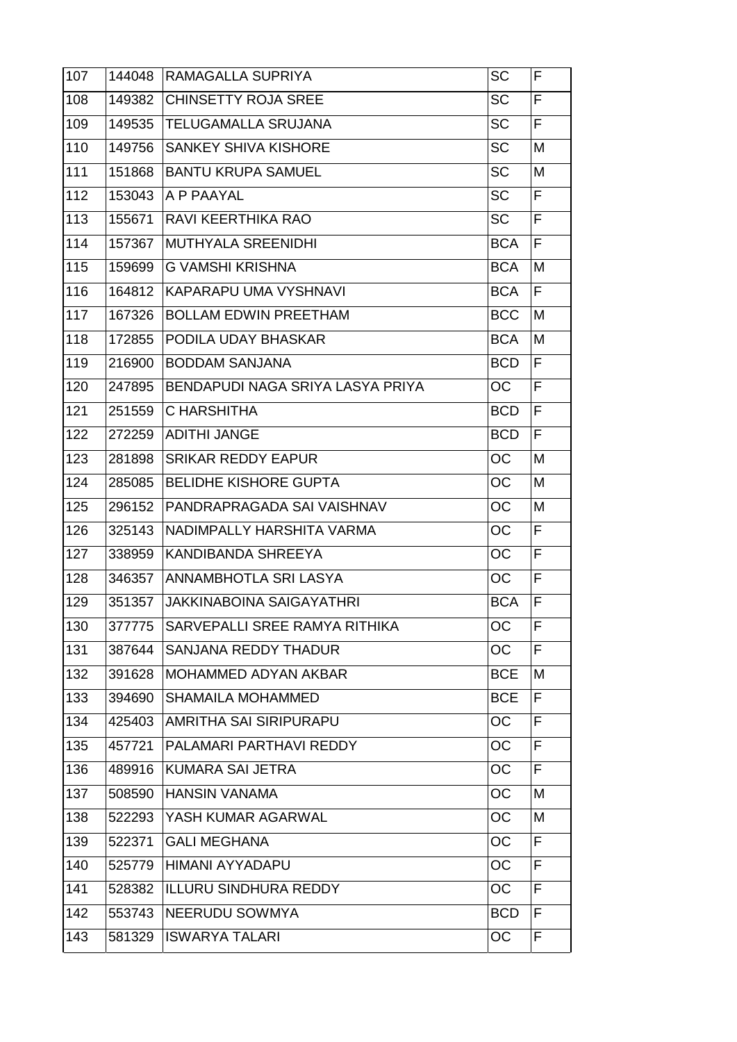| 107 | 144048 | RAMAGALLA SUPRIYA | SC | F |
|---|---|---|---|---|
| 108 | 149382 | CHINSETTY ROJA SREE | SC | F |
| 109 | 149535 | TELUGAMALLA SRUJANA | SC | F |
| 110 | 149756 | SANKEY SHIVA KISHORE | SC | M |
| 111 | 151868 | BANTU KRUPA SAMUEL | SC | M |
| 112 | 153043 | A P PAAYAL | SC | F |
| 113 | 155671 | RAVI KEERTHIKA RAO | SC | F |
| 114 | 157367 | MUTHYALA SREENIDHI | BCA | F |
| 115 | 159699 | G VAMSHI KRISHNA | BCA | M |
| 116 | 164812 | KAPARAPU UMA VYSHNAVI | BCA | F |
| 117 | 167326 | BOLLAM EDWIN PREETHAM | BCC | M |
| 118 | 172855 | PODILA UDAY BHASKAR | BCA | M |
| 119 | 216900 | BODDAM SANJANA | BCD | F |
| 120 | 247895 | BENDAPUDI NAGA SRIYA LASYA PRIYA | OC | F |
| 121 | 251559 | C HARSHITHA | BCD | F |
| 122 | 272259 | ADITHI JANGE | BCD | F |
| 123 | 281898 | SRIKAR REDDY EAPUR | OC | M |
| 124 | 285085 | BELIDHE KISHORE GUPTA | OC | M |
| 125 | 296152 | PANDRAPRAGADA SAI VAISHNAV | OC | M |
| 126 | 325143 | NADIMPALLY HARSHITA VARMA | OC | F |
| 127 | 338959 | KANDIBANDA SHREEYA | OC | F |
| 128 | 346357 | ANNAMBHOTLA SRI LASYA | OC | F |
| 129 | 351357 | JAKKINABOINA SAIGAYATHRI | BCA | F |
| 130 | 377775 | SARVEPALLI SREE RAMYA RITHIKA | OC | F |
| 131 | 387644 | SANJANA REDDY THADUR | OC | F |
| 132 | 391628 | MOHAMMED ADYAN AKBAR | BCE | M |
| 133 | 394690 | SHAMAILA MOHAMMED | BCE | F |
| 134 | 425403 | AMRITHA SAI SIRIPURAPU | OC | F |
| 135 | 457721 | PALAMARI PARTHAVI REDDY | OC | F |
| 136 | 489916 | KUMARA SAI JETRA | OC | F |
| 137 | 508590 | HANSIN VANAMA | OC | M |
| 138 | 522293 | YASH KUMAR AGARWAL | OC | M |
| 139 | 522371 | GALI MEGHANA | OC | F |
| 140 | 525779 | HIMANI AYYADAPU | OC | F |
| 141 | 528382 | ILLURU SINDHURA REDDY | OC | F |
| 142 | 553743 | NEERUDU SOWMYA | BCD | F |
| 143 | 581329 | ISWARYA TALARI | OC | F |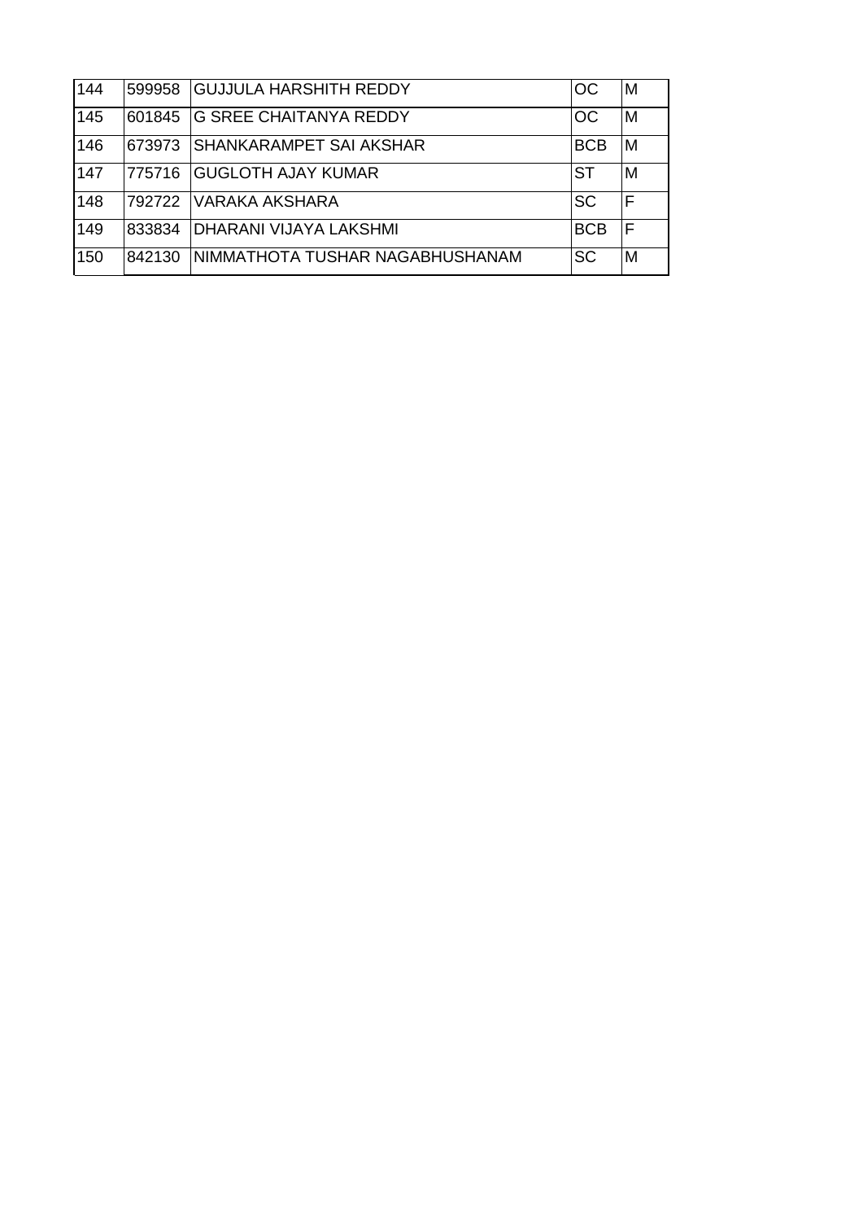| | | | | |
|---|---|---|---|---|
| 144 | 599958 | GUJJULA HARSHITH REDDY | OC | M |
| 145 | 601845 | G SREE CHAITANYA REDDY | OC | M |
| 146 | 673973 | SHANKARAMPET SAI AKSHAR | BCB | M |
| 147 | 775716 | GUGLOTH AJAY KUMAR | ST | M |
| 148 | 792722 | VARAKA AKSHARA | SC | F |
| 149 | 833834 | DHARANI VIJAYA LAKSHMI | BCB | F |
| 150 | 842130 | NIMMATHOTA TUSHAR NAGABHUSHANAM | SC | M |